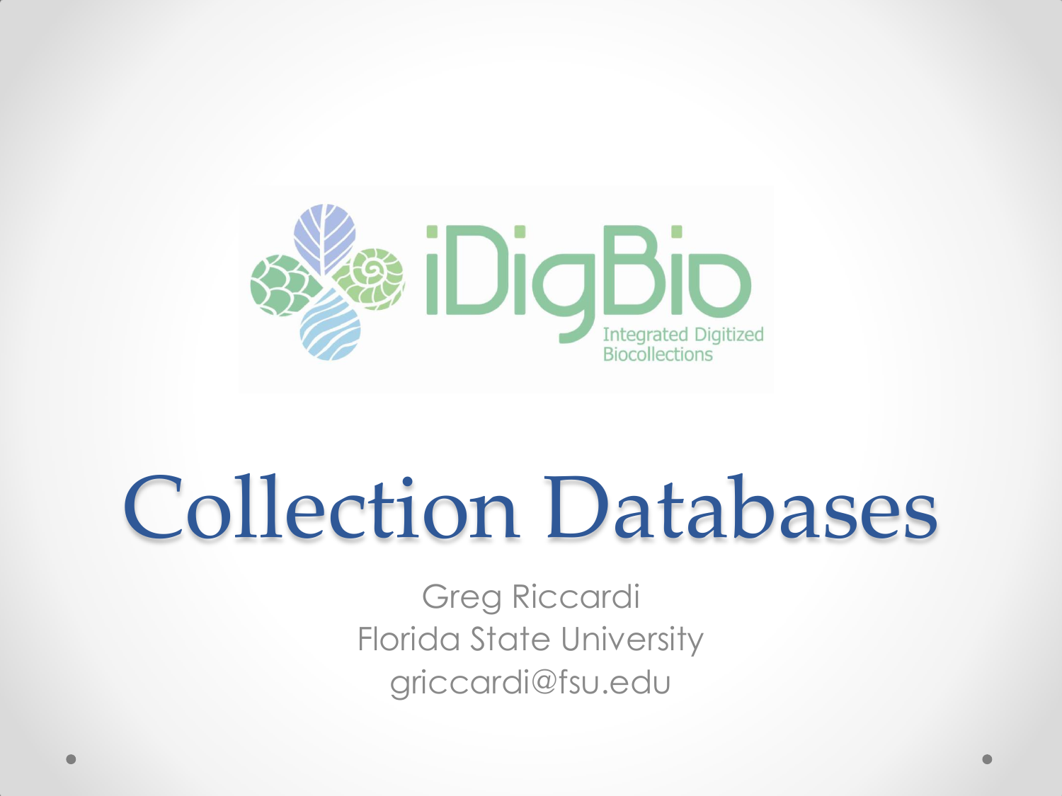iDigBio

Integrated Digitized Biocollections

# Collection Databases

Greg Riccardi
Florida State University
griccardi@fsu.edu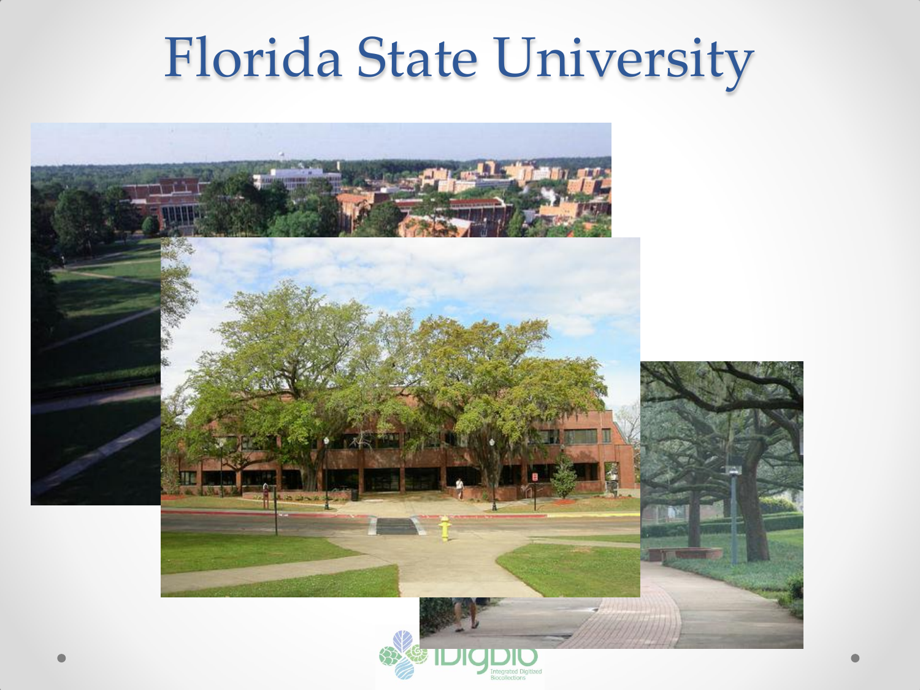# Florida State University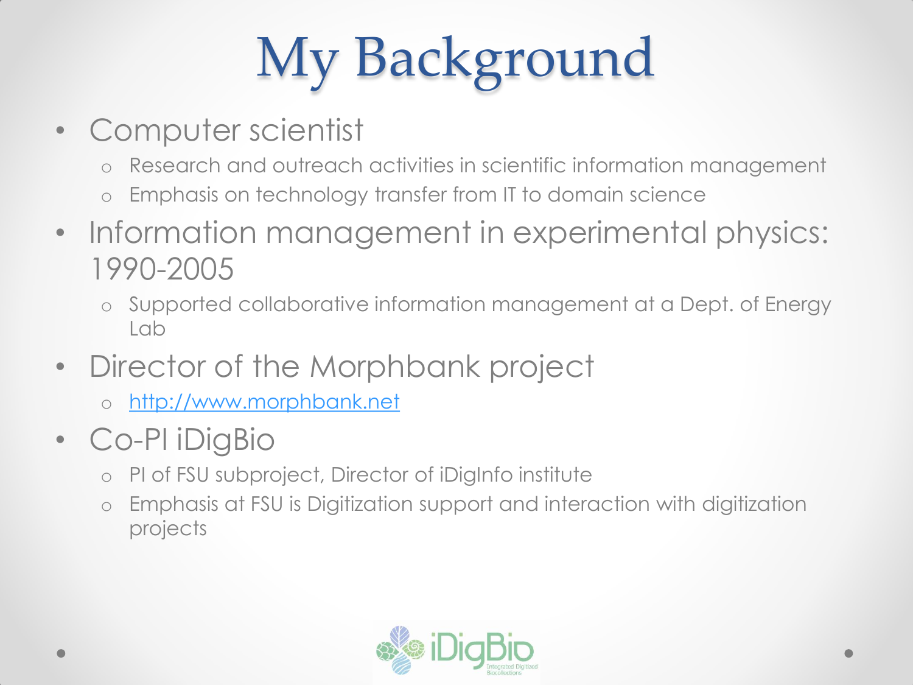# My Background

- Computer scientist
  - Research and outreach activities in scientific information management
  - Emphasis on technology transfer from IT to domain science
- Information management in experimental physics: 1990-2005
  - Supported collaborative information management at a Dept. of Energy Lab
- Director of the Morphbank project
  - [http://www.morphbank.net](http://www.morphbank.net)
- Co-PI iDigBio
  - PI of FSU subproject, Director of iDigInfo institute
  - Emphasis at FSU is Digitization support and interaction with digitization projects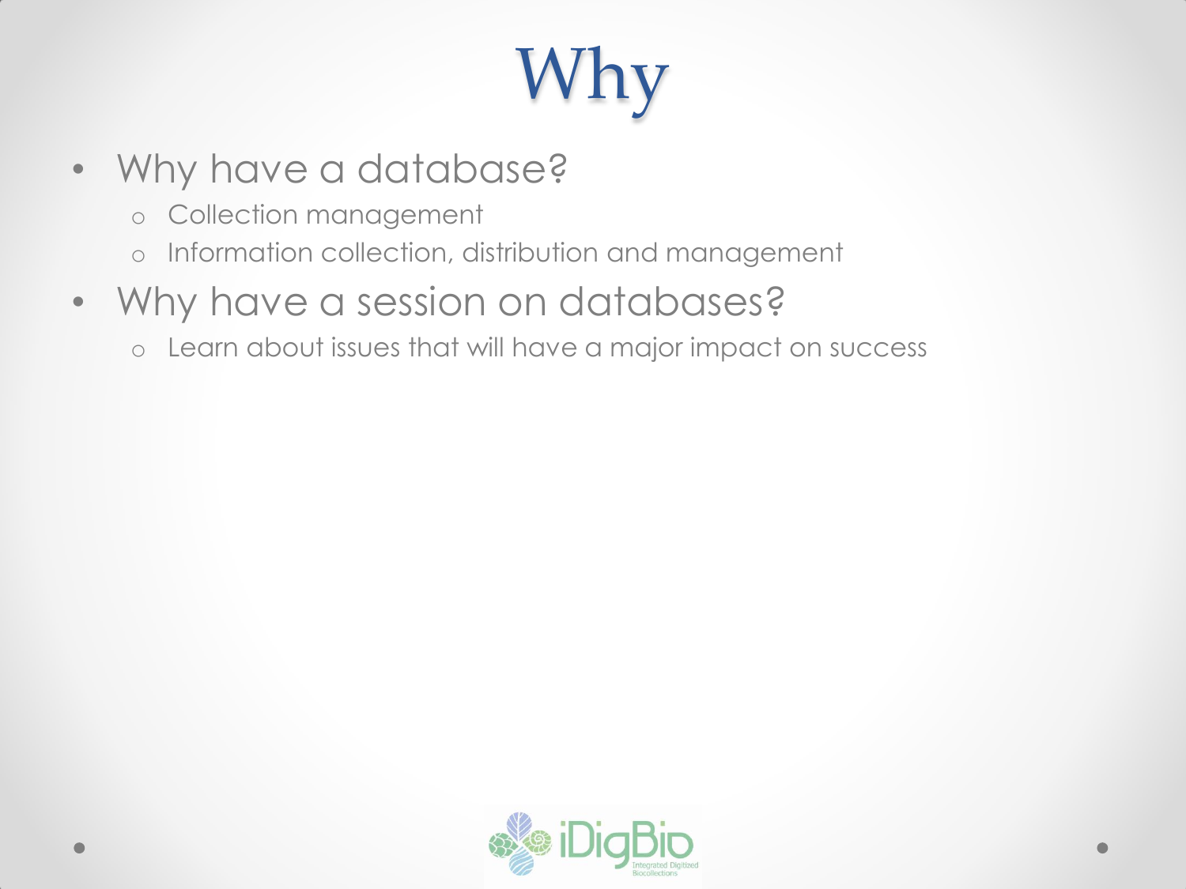# Why

- Why have a database?
  - Collection management
  - Information collection, distribution and management
- Why have a session on databases?
  - Learn about issues that will have a major impact on success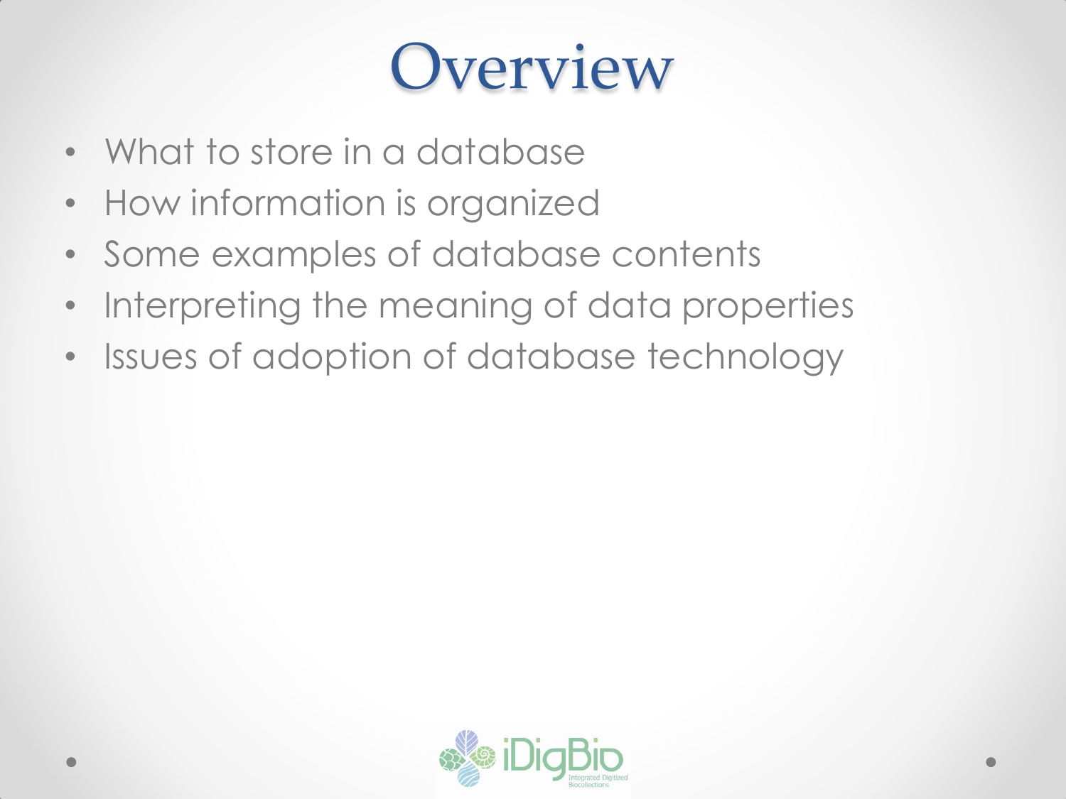# Overview

- What to store in a database
- How information is organized
- Some examples of database contents
- Interpreting the meaning of data properties
- Issues of adoption of database technology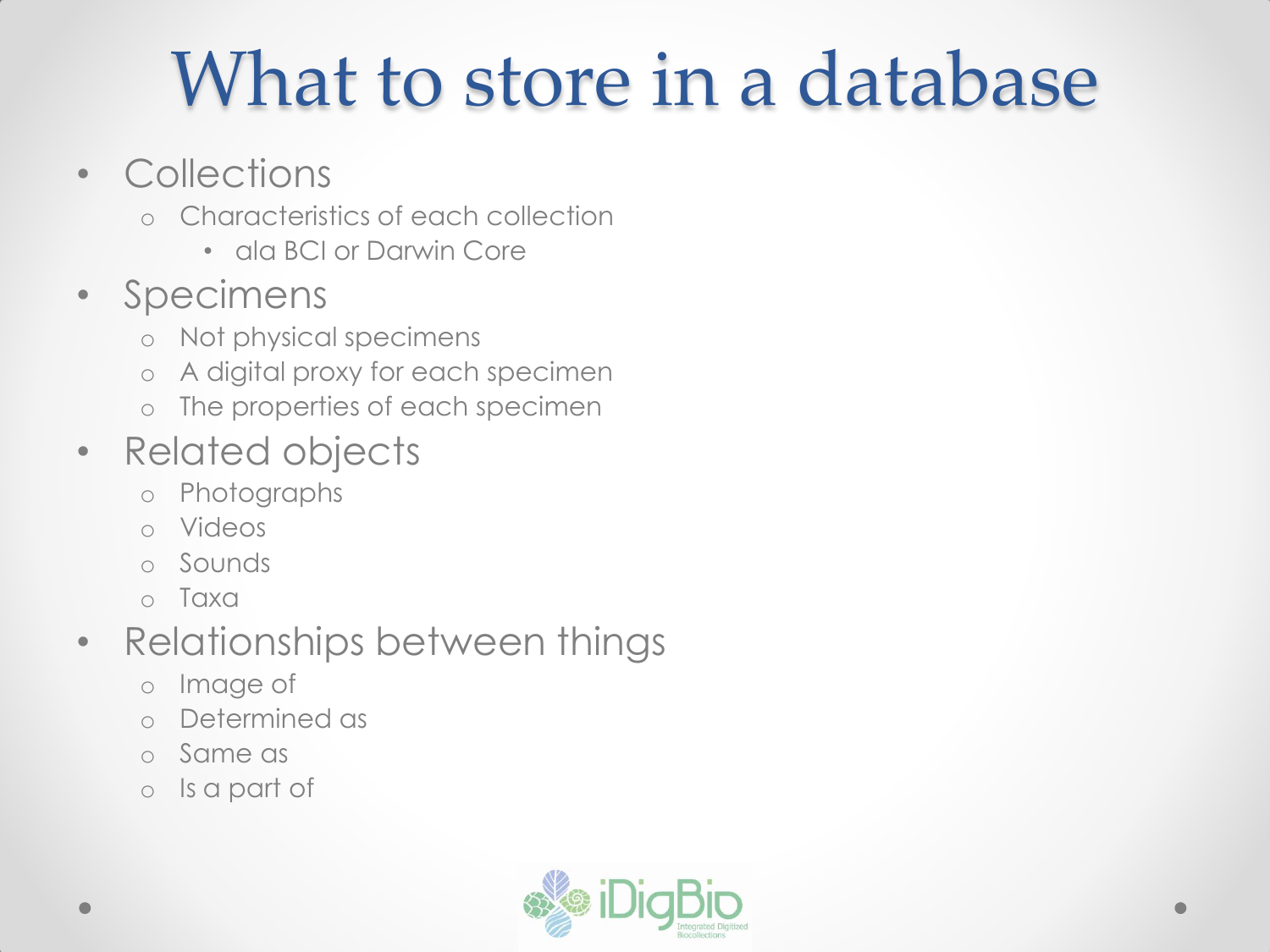# What to store in a database

- Collections
  - Characteristics of each collection
    - ala BCI or Darwin Core
- Specimens
  - Not physical specimens
  - A digital proxy for each specimen
  - The properties of each specimen
- Related objects
  - Photographs
  - Videos
  - Sounds
  - Taxa
- Relationships between things
  - Image of
  - Determined as
  - Same as
  - Is a part of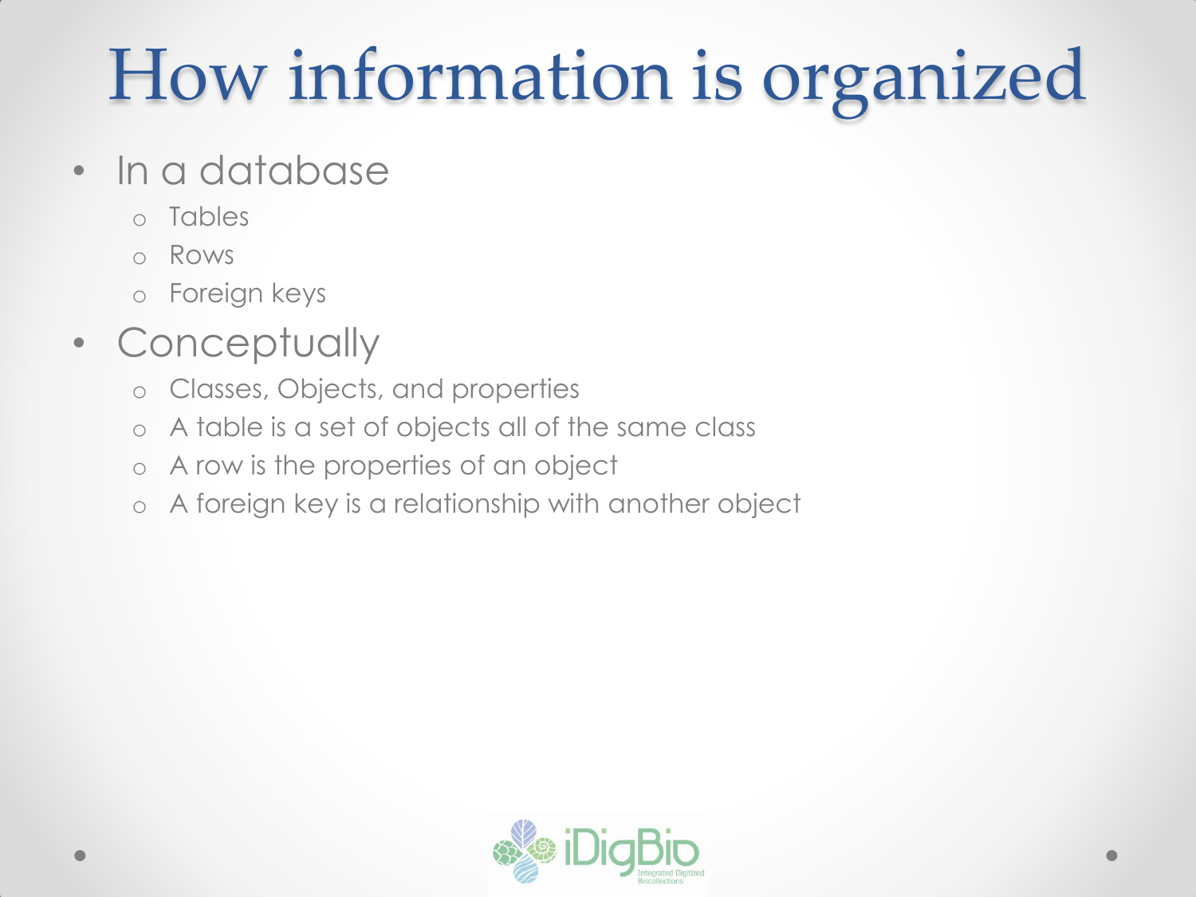# How information is organized

- In a database
  - Tables
  - Rows
  - Foreign keys
- Conceptually
  - Classes, Objects, and properties
  - A table is a set of objects all of the same class
  - A row is the properties of an object
  - A foreign key is a relationship with another object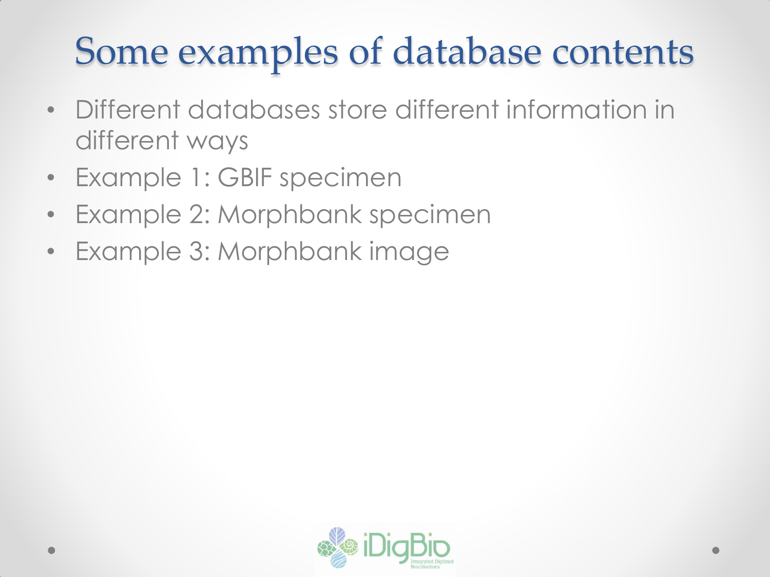# Some examples of database contents

- Different databases store different information in different ways
- Example 1: GBIF specimen
- Example 2: Morphbank specimen
- Example 3: Morphbank image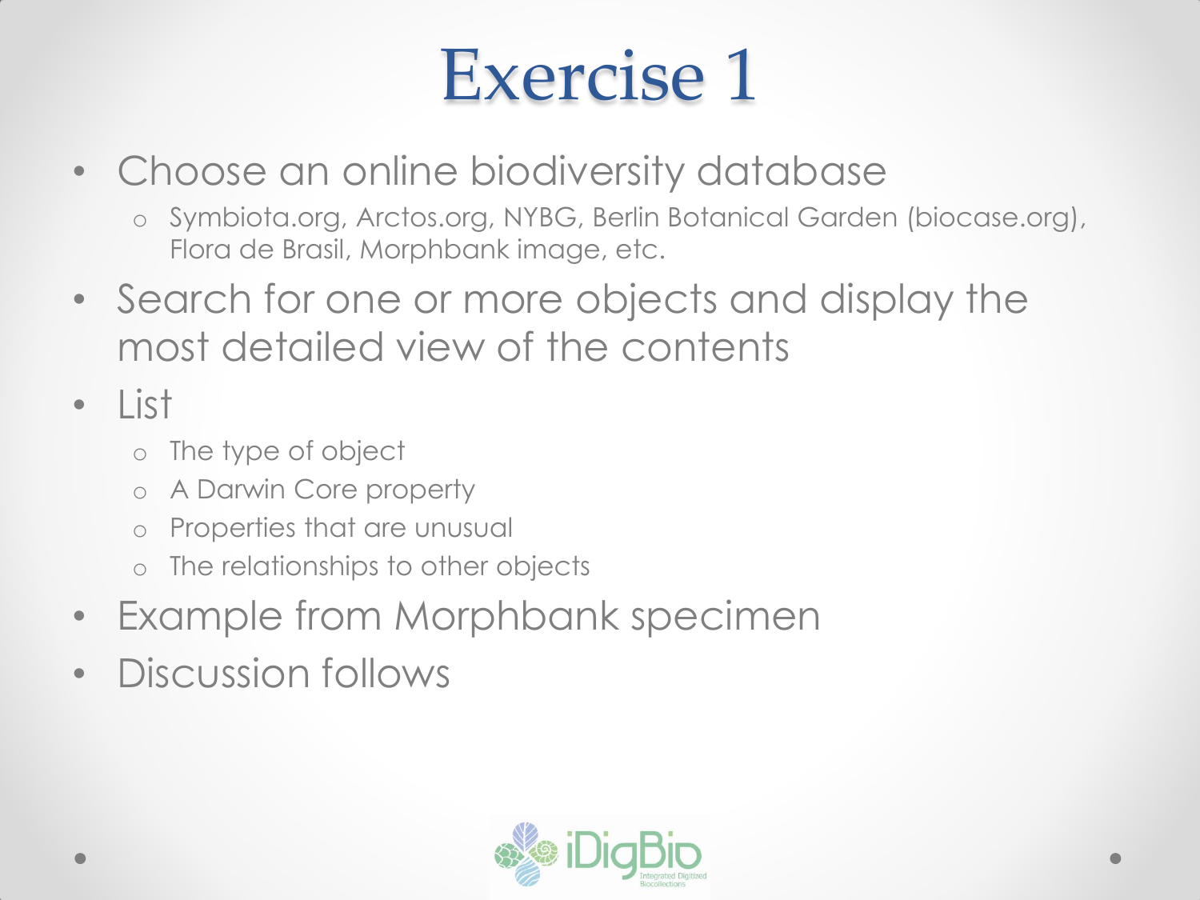# Exercise 1

- Choose an online biodiversity database
  - Symbiota.org, Arctos.org, NYBG, Berlin Botanical Garden (biocase.org), Flora de Brasil, Morphbank image, etc.
- Search for one or more objects and display the most detailed view of the contents
- List
  - The type of object
  - A Darwin Core property
  - Properties that are unusual
  - The relationships to other objects
- Example from Morphbank specimen
- Discussion follows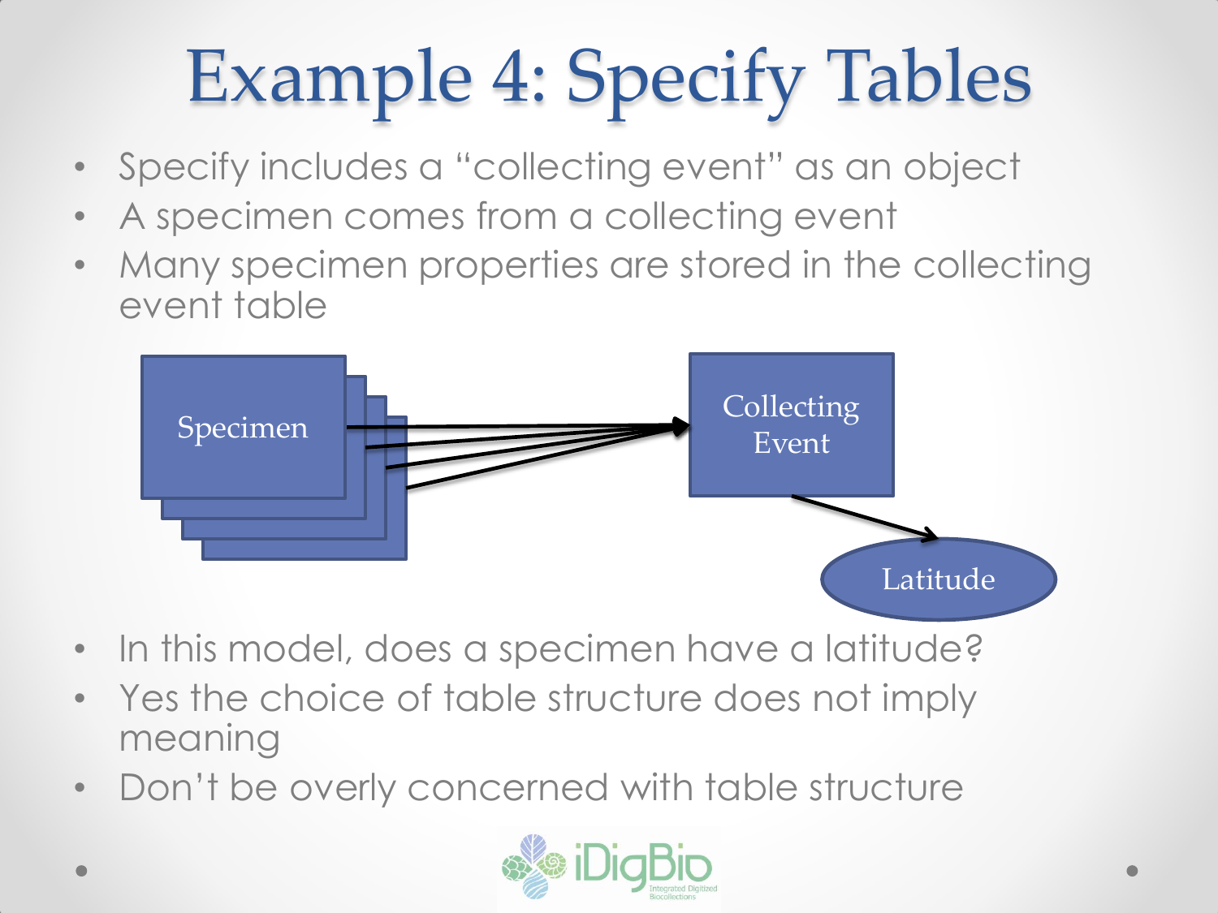# Example 4: Specify Tables

- Specify includes a "collecting event" as an object
- A specimen comes from a collecting event
- Many specimen properties are stored in the collecting event table

Specimen → Collecting Event → Latitude

- In this model, does a specimen have a latitude?
- Yes the choice of table structure does not imply meaning
- Don't be overly concerned with table structure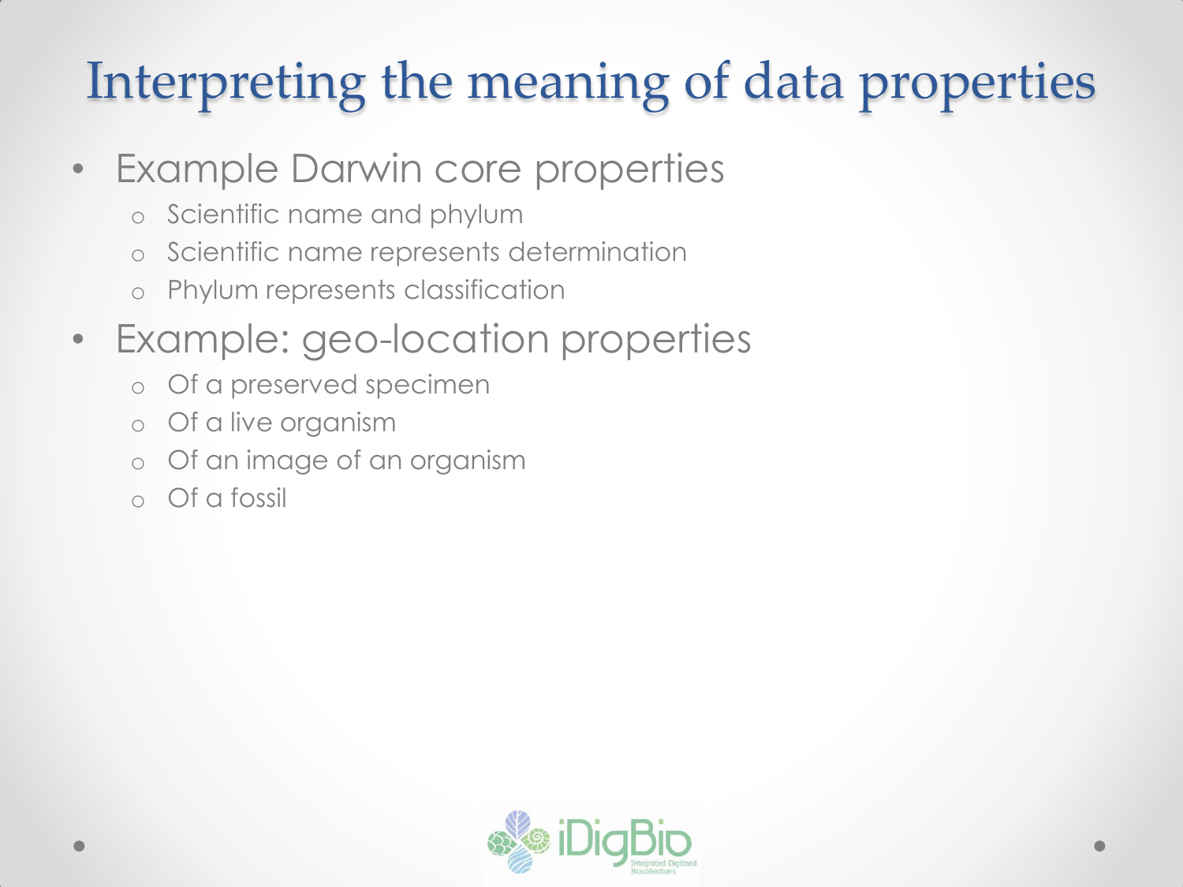# Interpreting the meaning of data properties

- Example Darwin core properties
  - Scientific name and phylum
  - Scientific name represents determination
  - Phylum represents classification
- Example: geo-location properties
  - Of a preserved specimen
  - Of a live organism
  - Of an image of an organism
  - Of a fossil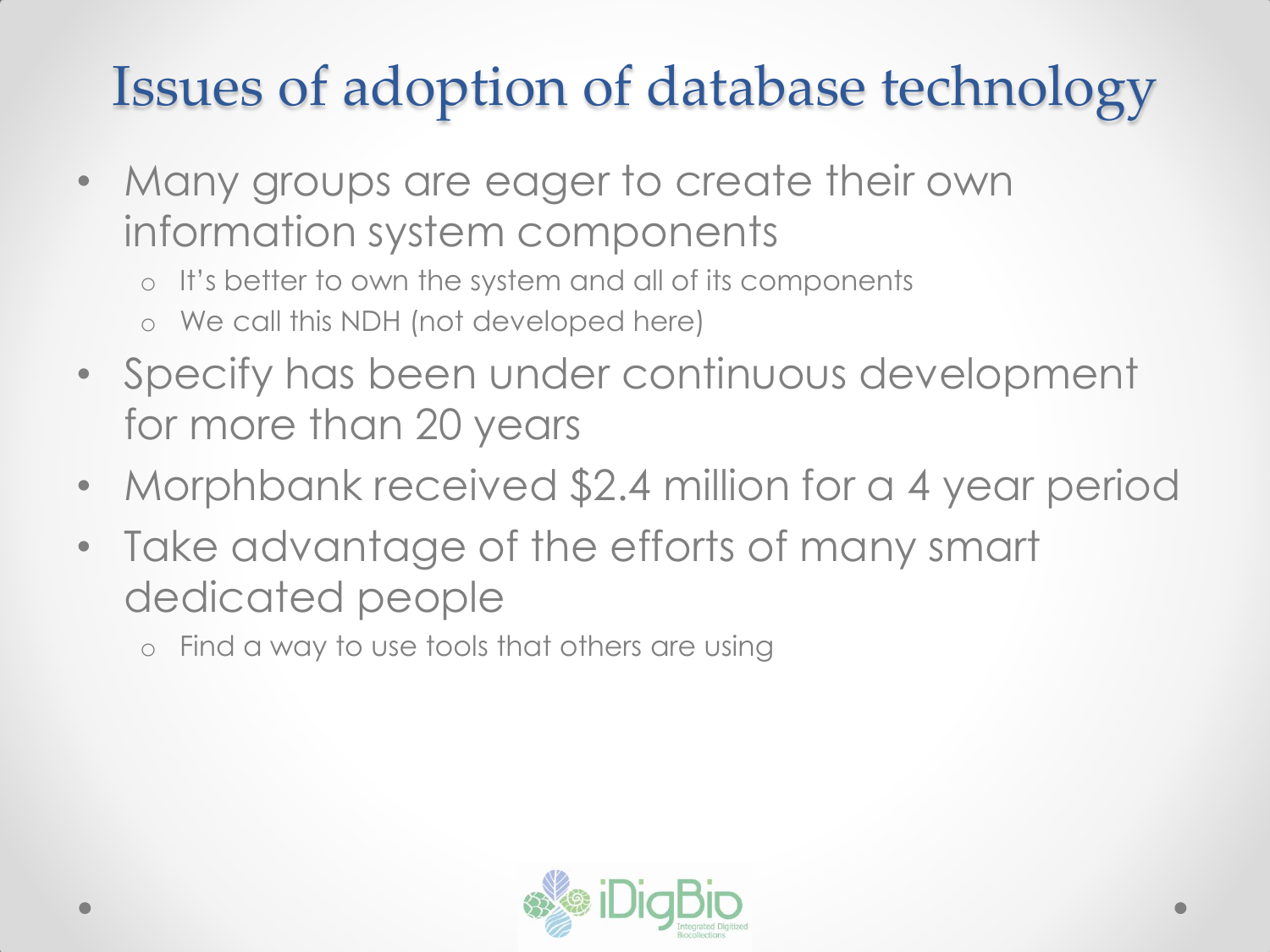# Issues of adoption of database technology

- Many groups are eager to create their own information system components
  - It's better to own the system and all of its components
  - We call this NDH (not developed here)
- Specify has been under continuous development for more than 20 years
- Morphbank received $2.4 million for a 4 year period
- Take advantage of the efforts of many smart dedicated people
  - Find a way to use tools that others are using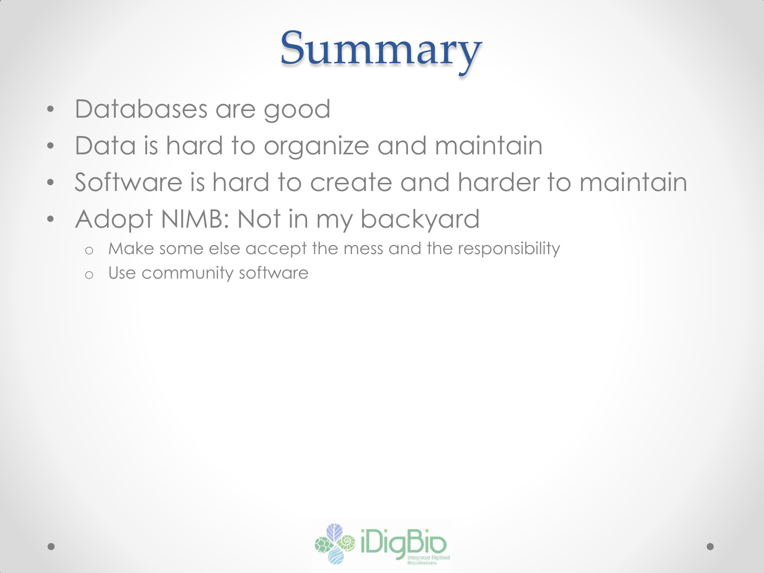# Summary

- Databases are good
- Data is hard to organize and maintain
- Software is hard to create and harder to maintain
- Adopt NIMB: Not in my backyard
  - Make some else accept the mess and the responsibility
  - Use community software